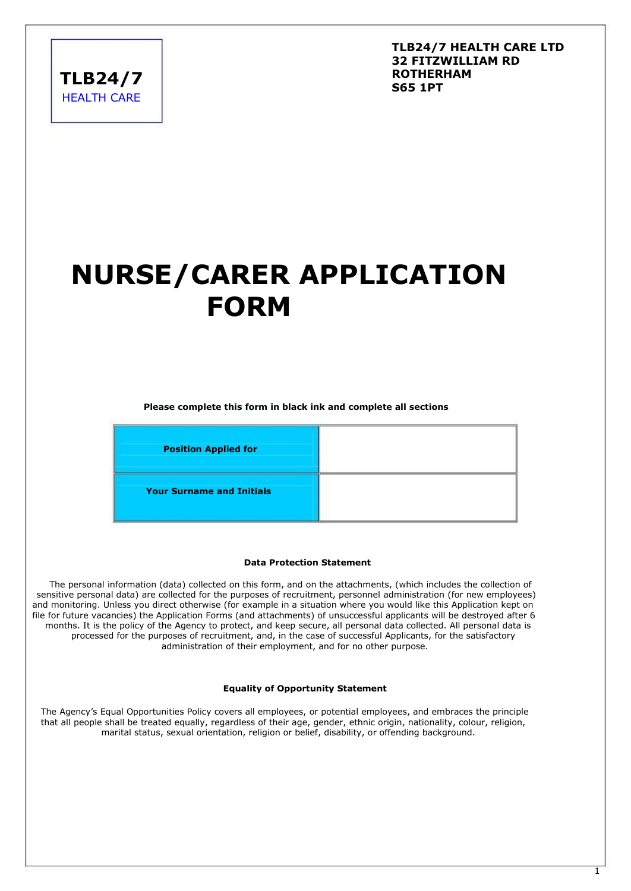**TLB24/7**
HEALTH CARE

**TLB24/7 HEALTH CARE LTD**
**32 FITZWILLIAM RD**
**ROTHERHAM**
**S65 1PT**

# NURSE/CARER APPLICATION FORM

**Please complete this form in black ink and complete all sections**

| | |
|---|---|
| **Position Applied for** | |
| **Your Surname and Initials** | |

**Data Protection Statement**

The personal information (data) collected on this form, and on the attachments, (which includes the collection of sensitive personal data) are collected for the purposes of recruitment, personnel administration (for new employees) and monitoring. Unless you direct otherwise (for example in a situation where you would like this Application kept on file for future vacancies) the Application Forms (and attachments) of unsuccessful applicants will be destroyed after 6 months. It is the policy of the Agency to protect, and keep secure, all personal data collected. All personal data is processed for the purposes of recruitment, and, in the case of successful Applicants, for the satisfactory administration of their employment, and for no other purpose.

**Equality of Opportunity Statement**

The Agency's Equal Opportunities Policy covers all employees, or potential employees, and embraces the principle that all people shall be treated equally, regardless of their age, gender, ethnic origin, nationality, colour, religion, marital status, sexual orientation, religion or belief, disability, or offending background.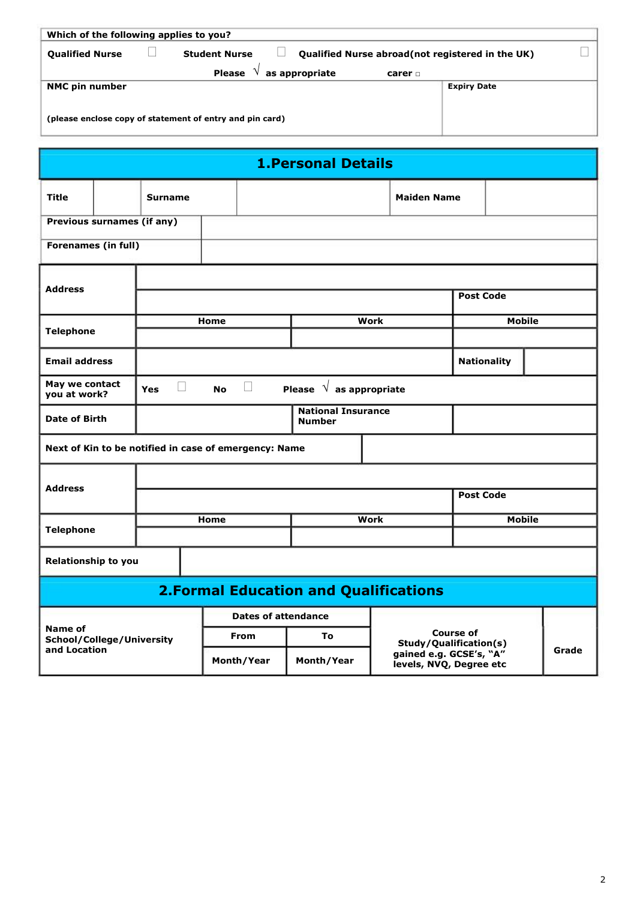| Which of the following applies to you? | | | | | |
|---|---|---|---|---|---|
| **Qualified Nurse** ☐ | **Student Nurse** ☐ | **Qualified Nurse abroad(not registered in the UK)** ☐ | | | |
| | **Please √ as appropriate** | **carer** ☐ | | | |
| **NMC pin number** (please enclose copy of statement of entry and pin card) | | | **Expiry Date** | | |

## 1.Personal Details

| **Title** | | **Surname** | | **Maiden Name** | |
|---|---|---|---|---|---|
| **Previous surnames (if any)** | | | | | |
| **Forenames (in full)** | | | | | |

| | | | |
|---|---|---|---|
| **Address** | | | |
| | | | **Post Code** |
| **Telephone** | **Home** | **Work** | **Mobile** |
| | | | |
| **Email address** | | **Nationality** | |
| **May we contact you at work?** | **Yes** ☐ **No** ☐ **Please √ as appropriate** | | |
| **Date of Birth** | | **National Insurance Number** | |
| **Next of Kin to be notified in case of emergency: Name** | | | |
| **Address** | | | |
| | | | **Post Code** |
| **Telephone** | **Home** | **Work** | **Mobile** |
| | | | |
| **Relationship to you** | | | |

## 2.Formal Education and Qualifications

| **Name of School/College/University and Location** | **Dates of attendance** | | **Course of Study/Qualification(s) gained e.g. GCSE's, "A" levels, NVQ, Degree etc** | **Grade** |
|---|---|---|---|---|
| | **From** | **To** | | |
| | **Month/Year** | **Month/Year** | | |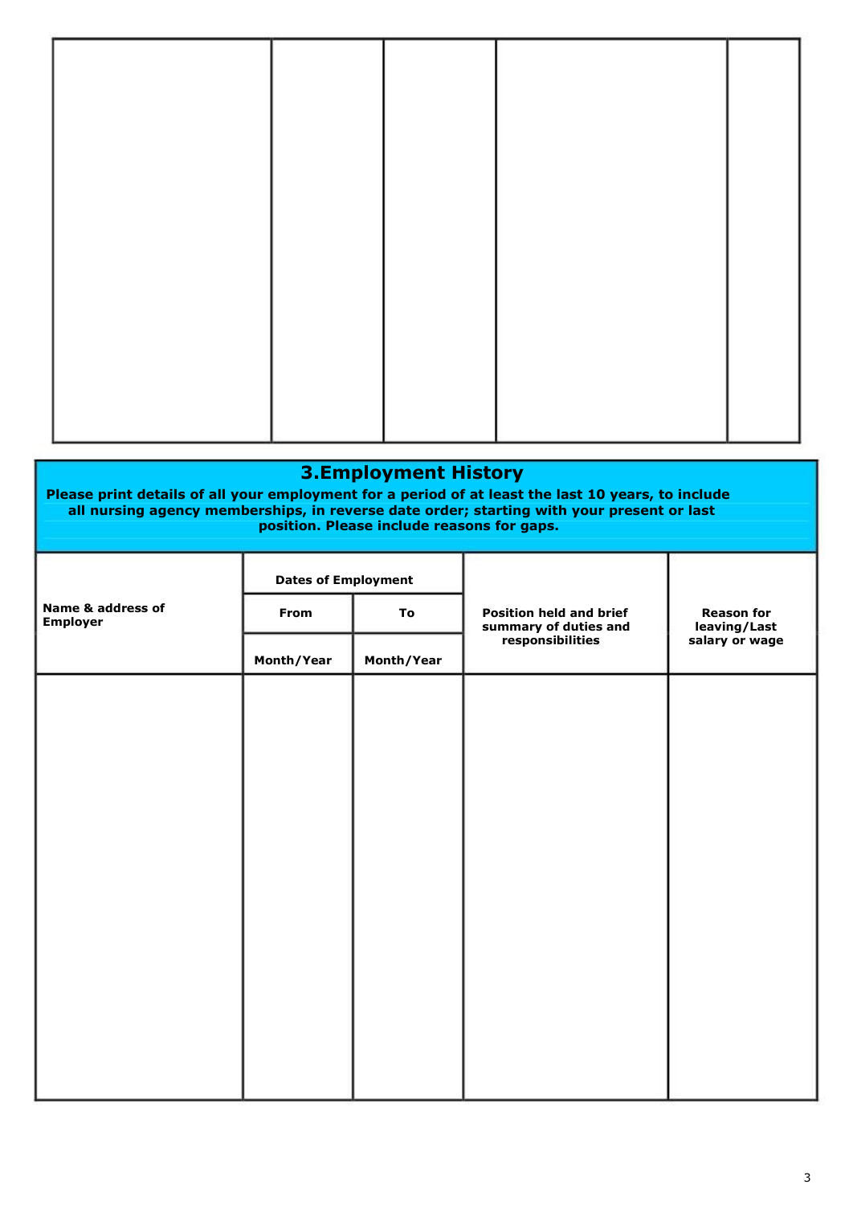|  |  |  |  |  |
|---|---|---|---|---|
|  |  |  |  |  |

## 3.Employment History

**Please print details of all your employment for a period of at least the last 10 years, to include all nursing agency memberships, in reverse date order; starting with your present or last position. Please include reasons for gaps.**

| Name & address of Employer | Dates of Employment |  | Position held and brief summary of duties and responsibilities | Reason for leaving/Last salary or wage |
|---|---|---|---|---|
|  | From | To |  |  |
|  | Month/Year | Month/Year |  |  |
|  |  |  |  |  |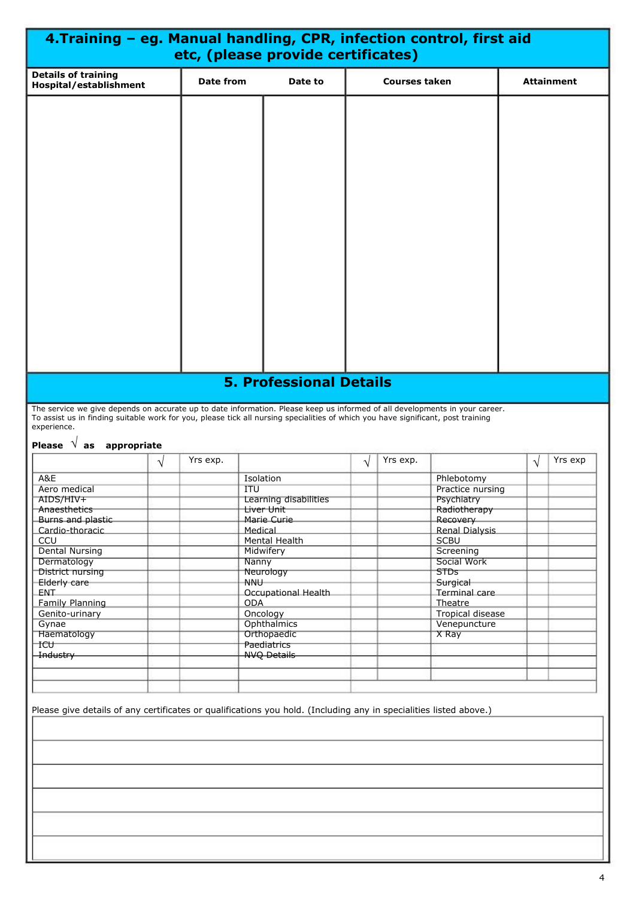## 4. Training – eg. Manual handling, CPR, infection control, first aid etc, (please provide certificates)

| Details of training Hospital/establishment | Date from | Date to | Courses taken | Attainment |
|---|---|---|---|---|
| | | | | |

## 5. Professional Details

The service we give depends on accurate up to date information. Please keep us informed of all developments in your career.
To assist us in finding suitable work for you, please tick all nursing specialities of which you have significant, post training experience.

**Please √ as appropriate**

| | √ | Yrs exp. | | √ | Yrs exp. | | √ | Yrs exp |
|---|---|---|---|---|---|---|---|---|
| A&E | | | Isolation | | | Phlebotomy | | |
| Aero medical | | | ITU | | | Practice nursing | | |
| AIDS/HIV+ | | | Learning disabilities | | | Psychiatry | | |
| Anaesthetics | | | Liver Unit | | | Radiotherapy | | |
| Burns and plastic | | | Marie Curie | | | Recovery | | |
| Cardio-thoracic | | | Medical | | | Renal Dialysis | | |
| CCU | | | Mental Health | | | SCBU | | |
| Dental Nursing | | | Midwifery | | | Screening | | |
| Dermatology | | | Nanny | | | Social Work | | |
| District nursing | | | Neurology | | | STDs | | |
| Elderly care | | | NNU | | | Surgical | | |
| ENT | | | Occupational Health | | | Terminal care | | |
| Family Planning | | | ODA | | | Theatre | | |
| Genito-urinary | | | Oncology | | | Tropical disease | | |
| Gynae | | | Ophthalmics | | | Venepuncture | | |
| Haematology | | | Orthopaedic | | | X Ray | | |
| ICU | | | Paediatrics | | | | | |
| Industry | | | NVQ Details | | | | | |
| | | | | | | | | |
| | | | | | | | | |

Please give details of any certificates or qualifications you hold. (Including any in specialities listed above.)

| |
|---|
| |
| |
| |
| |
| |
| |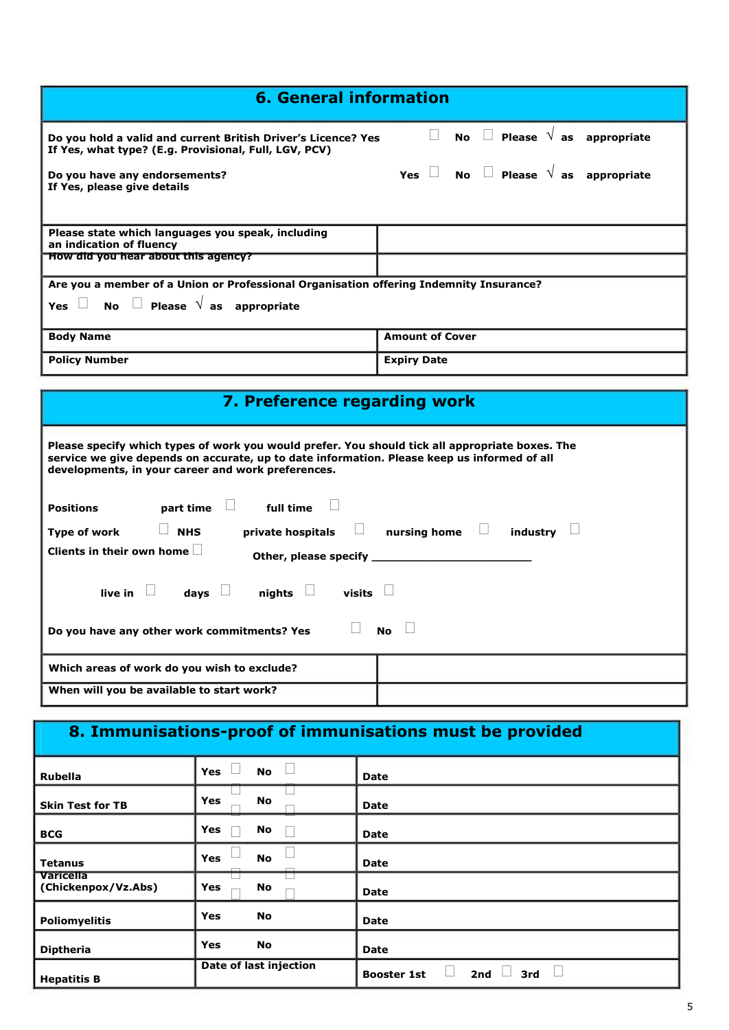## 6. General information

| | |
|---|---|
| **Do you hold a valid and current British Driver's Licence? Yes ☐ No ☐ Please √ as appropriate**<br>**If Yes, what type? (E.g. Provisional, Full, LGV, PCV)**<br><br>**Do you have any endorsements? Yes ☐ No ☐ Please √ as appropriate**<br>**If Yes, please give details** | |
| **Please state which languages you speak, including an indication of fluency** | |
| **How did you hear about this agency?** | |
| **Are you a member of a Union or Professional Organisation offering Indemnity Insurance?**<br>**Yes ☐ No ☐ Please √ as appropriate** | |
| **Body Name** | **Amount of Cover** |
| **Policy Number** | **Expiry Date** |

## 7. Preference regarding work

**Please specify which types of work you would prefer. You should tick all appropriate boxes. The service we give depends on accurate, up to date information. Please keep us informed of all developments, in your career and work preferences.**

**Positions** **part time** ☐ **full time** ☐

**Type of work** ☐ **NHS** **private hospitals** ☐ **nursing home** ☐ **industry** ☐

**Clients in their own home** ☐ **Other, please specify** ________________________

**live in** ☐ **days** ☐ **nights** ☐ **visits** ☐

**Do you have any other work commitments? Yes** ☐ **No** ☐

| | |
|---|---|
| **Which areas of work do you wish to exclude?** | |
| **When will you be available to start work?** | |

## 8. Immunisations-proof of immunisations must be provided

| | | |
|---|---|---|
| **Rubella** | **Yes** ☐ **No** ☐ | **Date** |
| **Skin Test for TB** | **Yes** ☐ **No** ☐ | **Date** |
| **BCG** | **Yes** ☐ **No** ☐ | **Date** |
| **Tetanus** | **Yes** ☐ **No** ☐ | **Date** |
| **Varicella (Chickenpox/Vz.Abs)** | **Yes** ☐ **No** ☐ | **Date** |
| **Poliomyelitis** | **Yes** **No** | **Date** |
| **Diptheria** | **Yes** **No** | **Date** |
| **Hepatitis B** | **Date of last injection** | **Booster 1st** ☐ **2nd** ☐ **3rd** ☐ |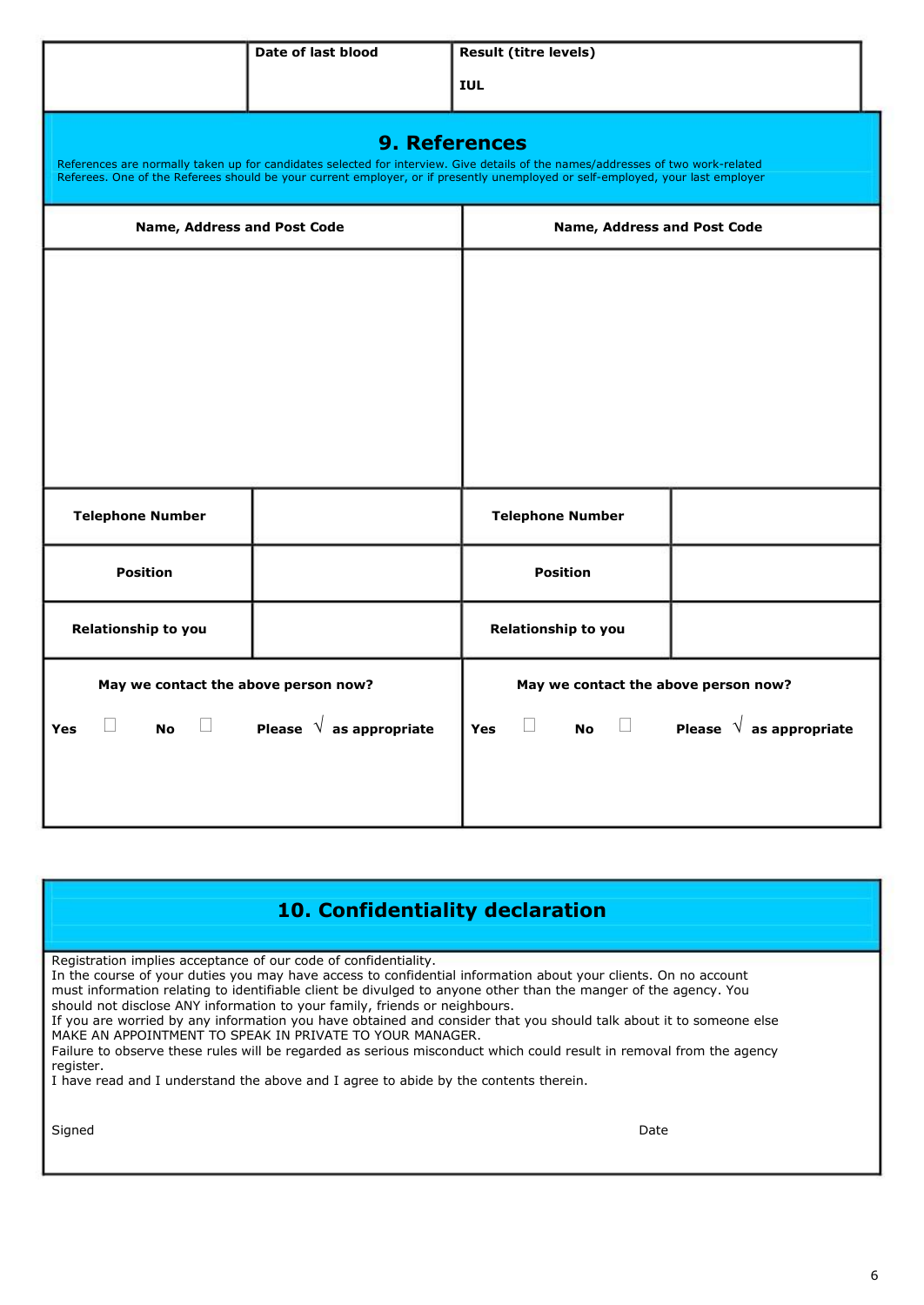| | Date of last blood | Result (titre levels) IUL |
|---|---|---|
| | | |

## 9. References

References are normally taken up for candidates selected for interview. Give details of the names/addresses of two work-related Referees. One of the Referees should be your current employer, or if presently unemployed or self-employed, your last employer

| **Name, Address and Post Code** | | **Name, Address and Post Code** | |
|---|---|---|---|
| | | | |
| **Telephone Number** | | **Telephone Number** | |
| **Position** | | **Position** | |
| **Relationship to you** | | **Relationship to you** | |
| **May we contact the above person now?** **Yes** ☐ **No** ☐ **Please √ as appropriate** | | **May we contact the above person now?** **Yes** ☐ **No** ☐ **Please √ as appropriate** | |

## 10. Confidentiality declaration

Registration implies acceptance of our code of confidentiality.
In the course of your duties you may have access to confidential information about your clients. On no account must information relating to identifiable client be divulged to anyone other than the manger of the agency. You should not disclose ANY information to your family, friends or neighbours.
If you are worried by any information you have obtained and consider that you should talk about it to someone else MAKE AN APPOINTMENT TO SPEAK IN PRIVATE TO YOUR MANAGER.
Failure to observe these rules will be regarded as serious misconduct which could result in removal from the agency register.
I have read and I understand the above and I agree to abide by the contents therein.

Signed                                                                                                  Date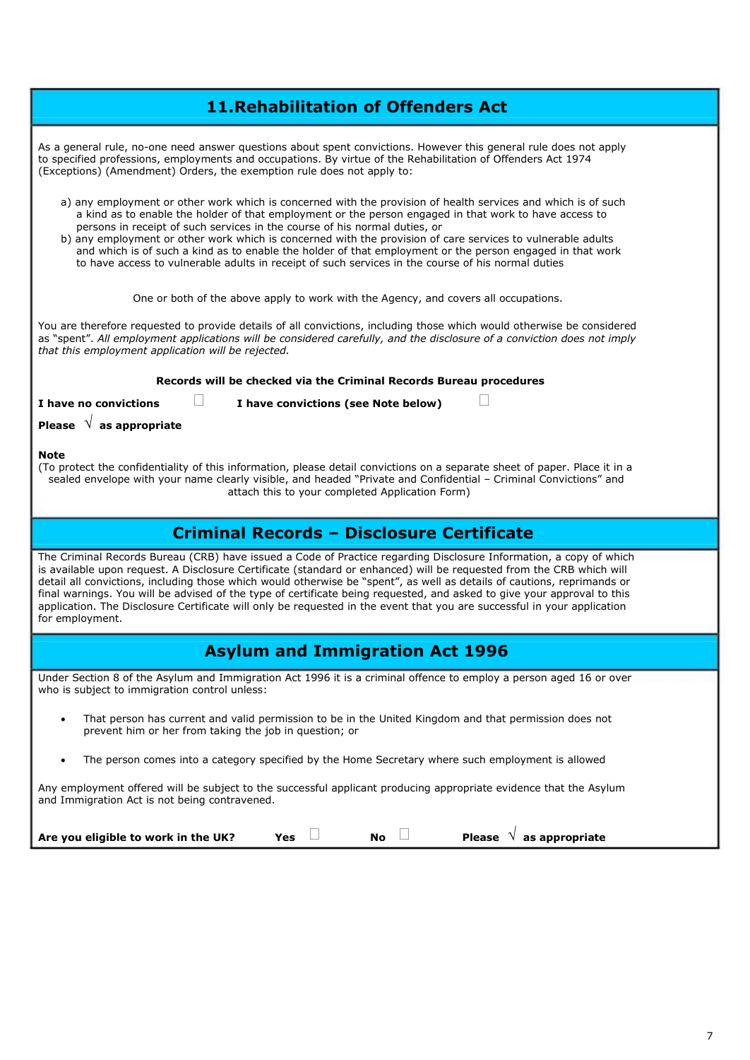## 11.Rehabilitation of Offenders Act

As a general rule, no-one need answer questions about spent convictions. However this general rule does not apply to specified professions, employments and occupations. By virtue of the Rehabilitation of Offenders Act 1974 (Exceptions) (Amendment) Orders, the exemption rule does not apply to:

a) any employment or other work which is concerned with the provision of health services and which is of such a kind as to enable the holder of that employment or the person engaged in that work to have access to persons in receipt of such services in the course of his normal duties, or
b) any employment or other work which is concerned with the provision of care services to vulnerable adults and which is of such a kind as to enable the holder of that employment or the person engaged in that work to have access to vulnerable adults in receipt of such services in the course of his normal duties

One or both of the above apply to work with the Agency, and covers all occupations.

You are therefore requested to provide details of all convictions, including those which would otherwise be considered as "spent". *All employment applications will be considered carefully, and the disclosure of a conviction does not imply that this employment application will be rejected.*

**Records will be checked via the Criminal Records Bureau procedures**

**I have no convictions** ☐ **I have convictions (see Note below)** ☐

**Please √ as appropriate**

**Note**
(To protect the confidentiality of this information, please detail convictions on a separate sheet of paper. Place it in a sealed envelope with your name clearly visible, and headed "Private and Confidential – Criminal Convictions" and attach this to your completed Application Form)

## Criminal Records – Disclosure Certificate

The Criminal Records Bureau (CRB) have issued a Code of Practice regarding Disclosure Information, a copy of which is available upon request. A Disclosure Certificate (standard or enhanced) will be requested from the CRB which will detail all convictions, including those which would otherwise be "spent", as well as details of cautions, reprimands or final warnings. You will be advised of the type of certificate being requested, and asked to give your approval to this application. The Disclosure Certificate will only be requested in the event that you are successful in your application for employment.

## Asylum and Immigration Act 1996

Under Section 8 of the Asylum and Immigration Act 1996 it is a criminal offence to employ a person aged 16 or over who is subject to immigration control unless:

- That person has current and valid permission to be in the United Kingdom and that permission does not prevent him or her from taking the job in question; or
- The person comes into a category specified by the Home Secretary where such employment is allowed

Any employment offered will be subject to the successful applicant producing appropriate evidence that the Asylum and Immigration Act is not being contravened.

**Are you eligible to work in the UK?** **Yes** ☐ **No** ☐ **Please √ as appropriate**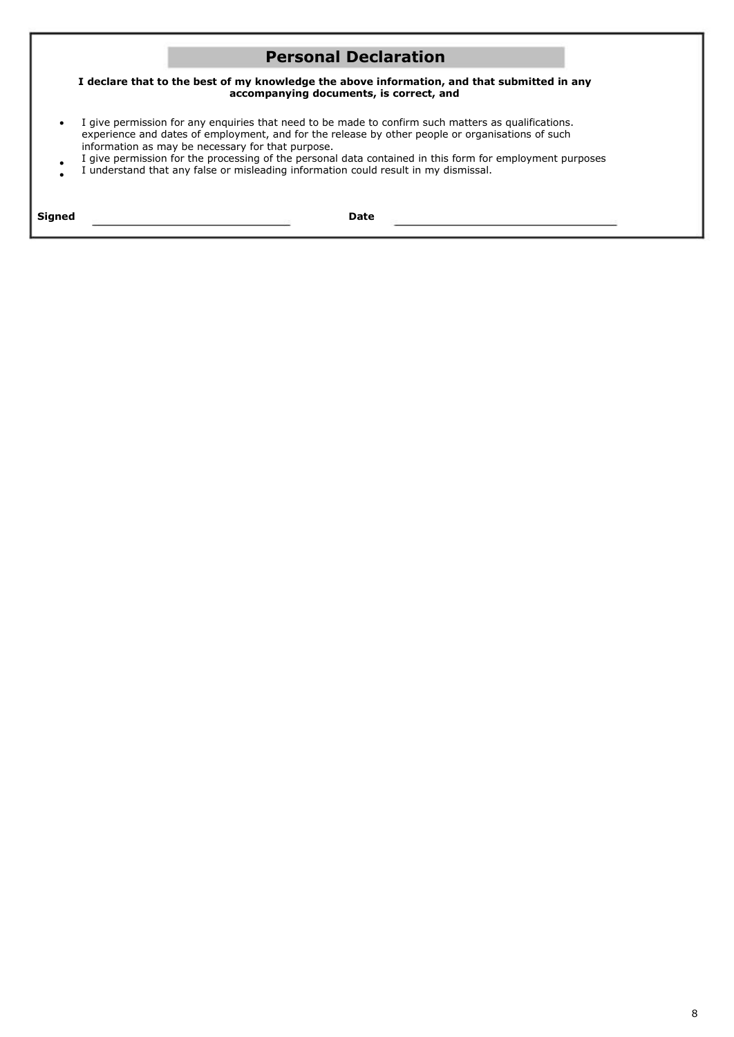## Personal Declaration

**I declare that to the best of my knowledge the above information, and that submitted in any accompanying documents, is correct, and**

- I give permission for any enquiries that need to be made to confirm such matters as qualifications. experience and dates of employment, and for the release by other people or organisations of such information as may be necessary for that purpose.
- I give permission for the processing of the personal data contained in this form for employment purposes
- I understand that any false or misleading information could result in my dismissal.

**Signed** ______________________________ **Date** ______________________________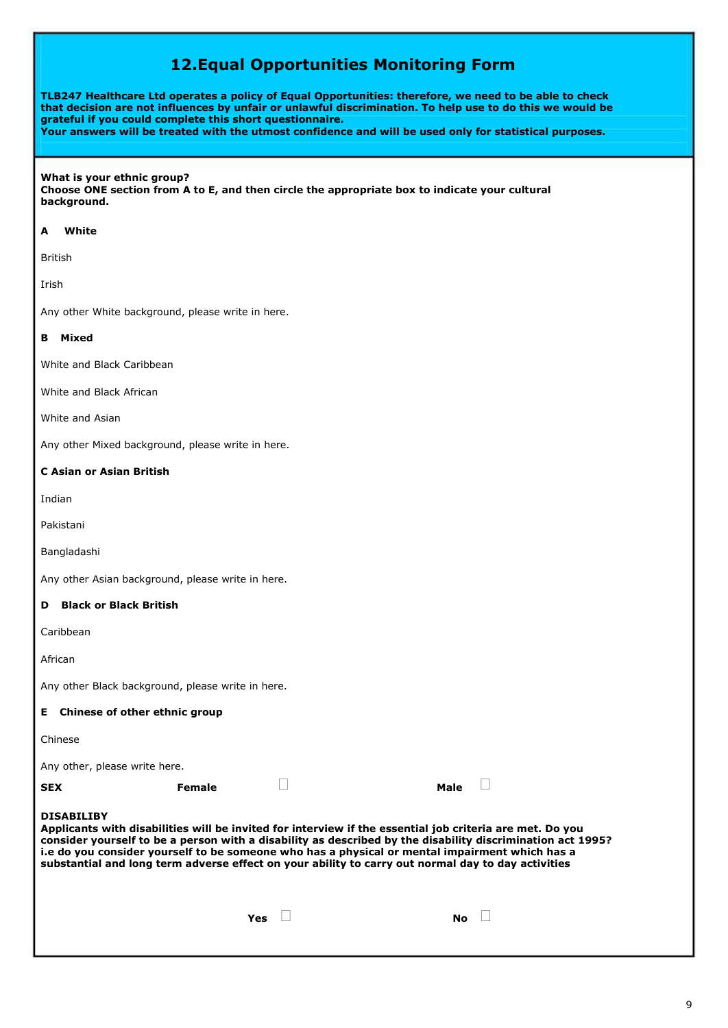## 12.Equal Opportunities Monitoring Form

**TLB247 Healthcare Ltd operates a policy of Equal Opportunities: therefore, we need to be able to check that decision are not influences by unfair or unlawful discrimination. To help use to do this we would be grateful if you could complete this short questionnaire.**
**Your answers will be treated with the utmost confidence and will be used only for statistical purposes.**

**What is your ethnic group?**
**Choose ONE section from A to E, and then circle the appropriate box to indicate your cultural background.**

**A White**

British

Irish

Any other White background, please write in here.

**B Mixed**

White and Black Caribbean

White and Black African

White and Asian

Any other Mixed background, please write in here.

**C Asian or Asian British**

Indian

Pakistani

Bangladashi

Any other Asian background, please write in here.

**D Black or Black British**

Caribbean

African

Any other Black background, please write in here.

**E Chinese of other ethnic group**

Chinese

Any other, please write here.

**SEX** **Female** ☐ **Male** ☐

**DISABILIBY**
**Applicants with disabilities will be invited for interview if the essential job criteria are met. Do you consider yourself to be a person with a disability as described by the disability discrimination act 1995? i.e do you consider yourself to be someone who has a physical or mental impairment which has a substantial and long term adverse effect on your ability to carry out normal day to day activities**

**Yes** ☐ **No** ☐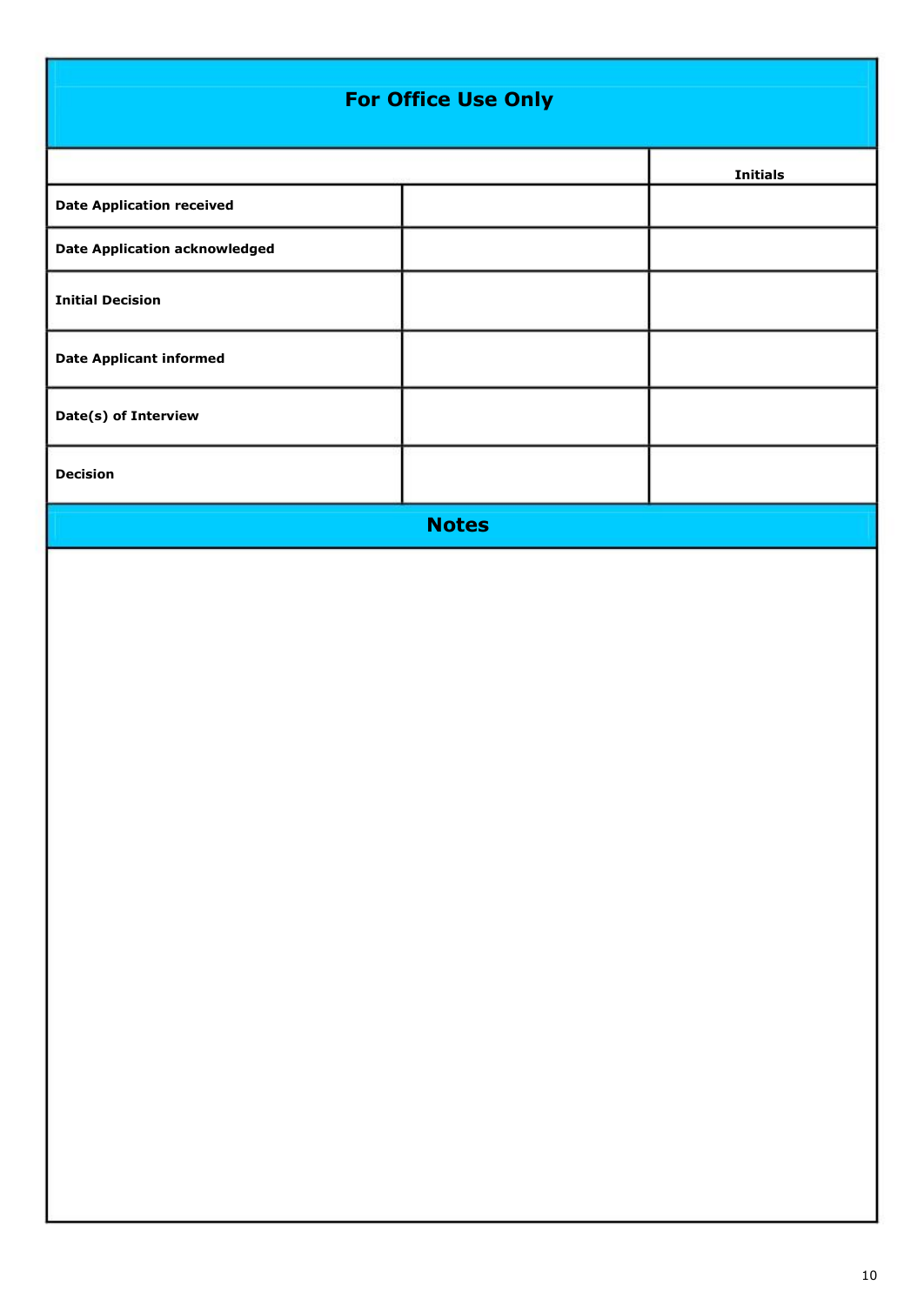## For Office Use Only

| | | Initials |
|---|---|---|
| **Date Application received** | | |
| **Date Application acknowledged** | | |
| **Initial Decision** | | |
| **Date Applicant informed** | | |
| **Date(s) of Interview** | | |
| **Decision** | | |

## Notes